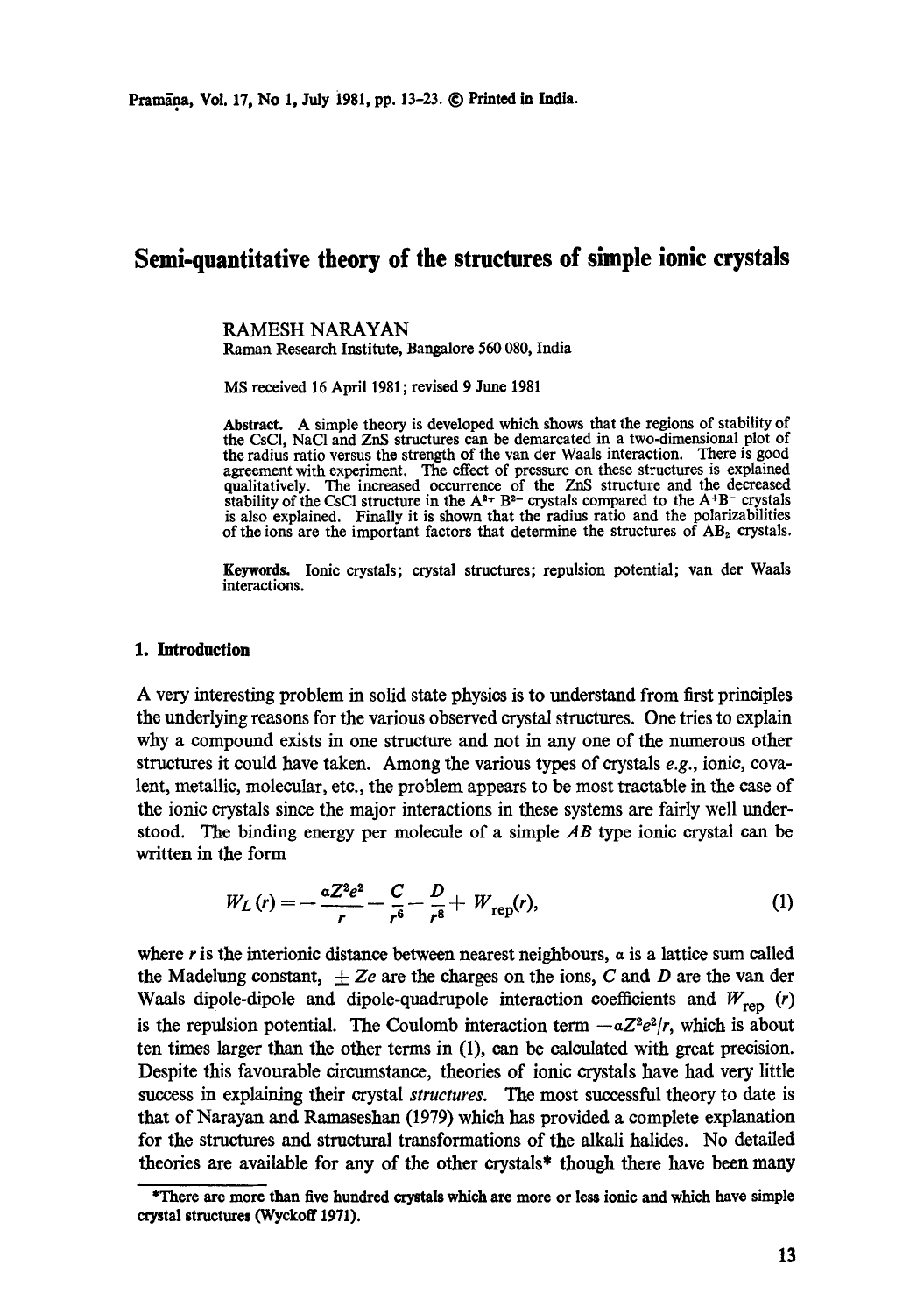# Semi-quantitative theory of the structures of simple ionic crystals

RAMESH NARAYAN
Raman Research Institute, Bangalore 560 080, India

MS received 16 April 1981; revised 9 June 1981

**Abstract.** A simple theory is developed which shows that the regions of stability of the CsCl, NaCl and ZnS structures can be demarcated in a two-dimensional plot of the radius ratio versus the strength of the van der Waals interaction. There is good agreement with experiment. The effect of pressure on these structures is explained qualitatively. The increased occurrence of the ZnS structure and the decreased stability of the CsCl structure in the $A^{2+}B^{2-}$ crystals compared to the $A^{+}B^{-}$ crystals is also explained. Finally it is shown that the radius ratio and the polarizabilities of the ions are the important factors that determine the structures of $AB_2$ crystals.

**Keywords.** Ionic crystals; crystal structures; repulsion potential; van der Waals interactions.

## 1. Introduction

A very interesting problem in solid state physics is to understand from first principles the underlying reasons for the various observed crystal structures. One tries to explain why a compound exists in one structure and not in any one of the numerous other structures it could have taken. Among the various types of crystals *e.g.*, ionic, covalent, metallic, molecular, etc., the problem appears to be most tractable in the case of the ionic crystals since the major interactions in these systems are fairly well understood. The binding energy per molecule of a simple $AB$ type ionic crystal can be written in the form

$$W_L(r) = -\frac{\alpha Z^2 e^2}{r} - \frac{C}{r^6} - \frac{D}{r^8} + W_{\text{rep}}(r), \tag{1}$$

where $r$ is the interionic distance between nearest neighbours, $\alpha$ is a lattice sum called the Madelung constant, $\pm Ze$ are the charges on the ions, $C$ and $D$ are the van der Waals dipole-dipole and dipole-quadrupole interaction coefficients and $W_{\text{rep}}(r)$ is the repulsion potential. The Coulomb interaction term $-\alpha Z^2 e^2/r$, which is about ten times larger than the other terms in (1), can be calculated with great precision. Despite this favourable circumstance, theories of ionic crystals have had very little success in explaining their crystal *structures*. The most successful theory to date is that of Narayan and Ramaseshan (1979) which has provided a complete explanation for the structures and structural transformations of the alkali halides. No detailed theories are available for any of the other crystals* though there have been many

*There are more than five hundred crystals which are more or less ionic and which have simple crystal structures (Wyckoff 1971).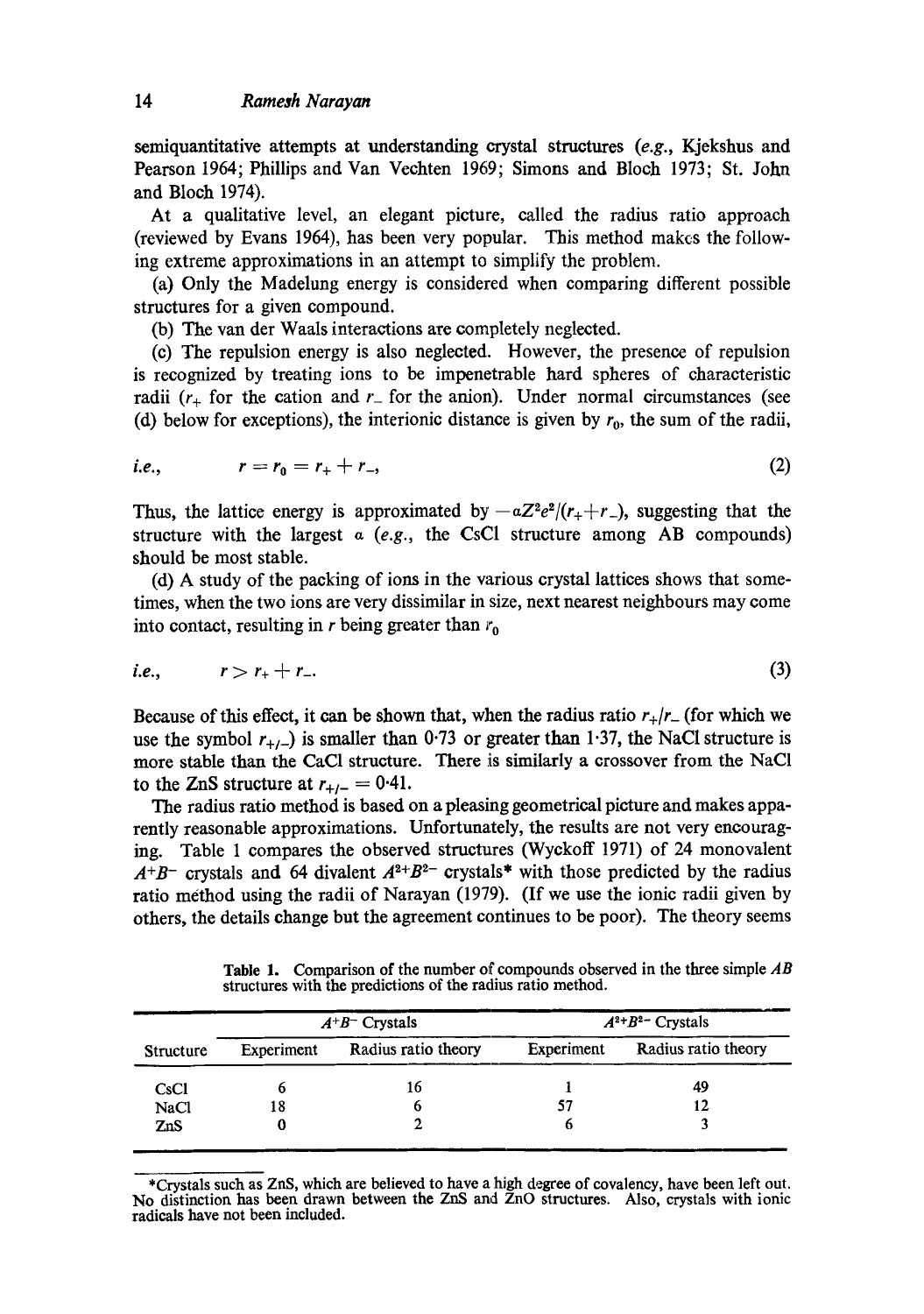semiquantitative attempts at understanding crystal structures (*e.g.*, Kjekshus and Pearson 1964; Phillips and Van Vechten 1969; Simons and Bloch 1973; St. John and Bloch 1974).

At a qualitative level, an elegant picture, called the radius ratio approach (reviewed by Evans 1964), has been very popular. This method makes the following extreme approximations in an attempt to simplify the problem.

(a) Only the Madelung energy is considered when comparing different possible structures for a given compound.

(b) The van der Waals interactions are completely neglected.

(c) The repulsion energy is also neglected. However, the presence of repulsion is recognized by treating ions to be impenetrable hard spheres of characteristic radii ($r_+$ for the cation and $r_-$ for the anion). Under normal circumstances (see (d) below for exceptions), the interionic distance is given by $r_0$, the sum of the radii,

$$i.e., \qquad r = r_0 = r_+ + r_-, \tag{2}$$

Thus, the lattice energy is approximated by $-\alpha Z^2 e^2/(r_+ + r_-)$, suggesting that the structure with the largest $\alpha$ (*e.g.*, the CsCl structure among AB compounds) should be most stable.

(d) A study of the packing of ions in the various crystal lattices shows that sometimes, when the two ions are very dissimilar in size, next nearest neighbours may come into contact, resulting in $r$ being greater than $r_0$

$$i.e., \qquad r > r_+ + r_-. \tag{3}$$

Because of this effect, it can be shown that, when the radius ratio $r_+/r_-$ (for which we use the symbol $r_{+/-}$) is smaller than 0·73 or greater than 1·37, the NaCl structure is more stable than the CaCl structure. There is similarly a crossover from the NaCl to the ZnS structure at $r_{+/-} = 0{\cdot}41$.

The radius ratio method is based on a pleasing geometrical picture and makes apparently reasonable approximations. Unfortunately, the results are not very encouraging. Table 1 compares the observed structures (Wyckoff 1971) of 24 monovalent $A^+B^-$ crystals and 64 divalent $A^{2+}B^{2-}$ crystals* with those predicted by the radius ratio method using the radii of Narayan (1979). (If we use the ionic radii given by others, the details change but the agreement continues to be poor). The theory seems

**Table 1.** Comparison of the number of compounds observed in the three simple $AB$ structures with the predictions of the radius ratio method.

| Structure | $A^+B^-$ Crystals | | $A^{2+}B^{2-}$ Crystals | |
|---|---|---|---|---|
| | Experiment | Radius ratio theory | Experiment | Radius ratio theory |
| CsCl | 6 | 16 | 1 | 49 |
| NaCl | 18 | 6 | 57 | 12 |
| ZnS | 0 | 2 | 6 | 3 |

*Crystals such as ZnS, which are believed to have a high degree of covalency, have been left out. No distinction has been drawn between the ZnS and ZnO structures. Also, crystals with ionic radicals have not been included.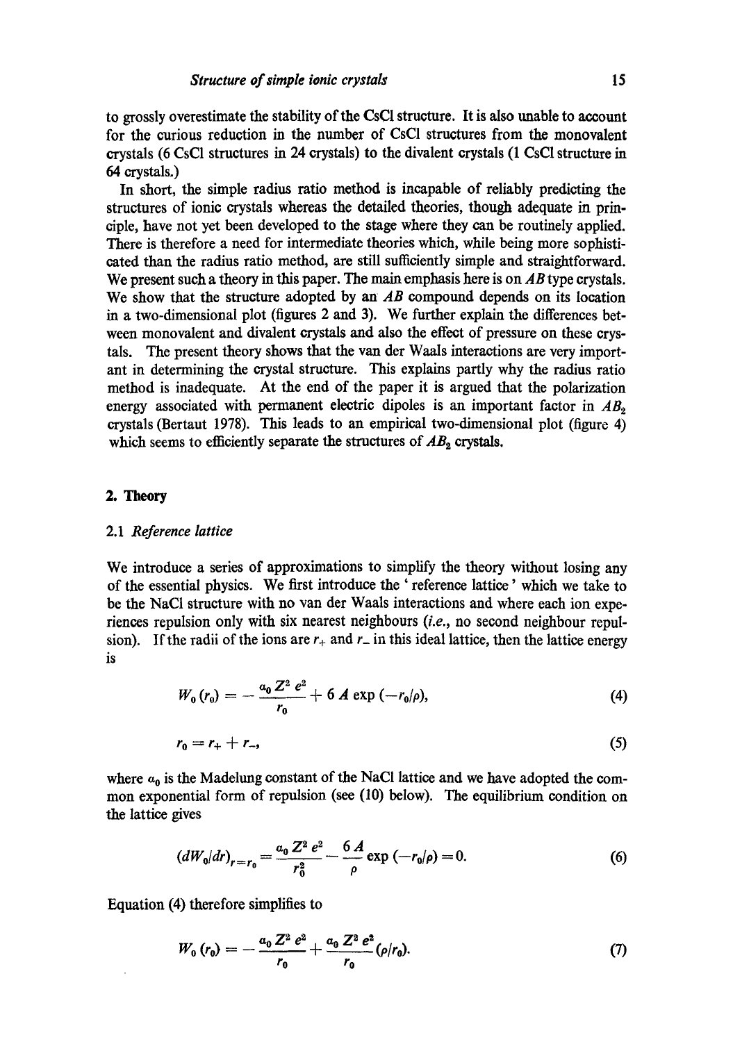to grossly overestimate the stability of the CsCl structure. It is also unable to account for the curious reduction in the number of CsCl structures from the monovalent crystals (6 CsCl structures in 24 crystals) to the divalent crystals (1 CsCl structure in 64 crystals.)

In short, the simple radius ratio method is incapable of reliably predicting the structures of ionic crystals whereas the detailed theories, though adequate in principle, have not yet been developed to the stage where they can be routinely applied. There is therefore a need for intermediate theories which, while being more sophisticated than the radius ratio method, are still sufficiently simple and straightforward. We present such a theory in this paper. The main emphasis here is on $AB$ type crystals. We show that the structure adopted by an $AB$ compound depends on its location in a two-dimensional plot (figures 2 and 3). We further explain the differences between monovalent and divalent crystals and also the effect of pressure on these crystals. The present theory shows that the van der Waals interactions are very important in determining the crystal structure. This explains partly why the radius ratio method is inadequate. At the end of the paper it is argued that the polarization energy associated with permanent electric dipoles is an important factor in $AB_2$ crystals (Bertaut 1978). This leads to an empirical two-dimensional plot (figure 4) which seems to efficiently separate the structures of $AB_2$ crystals.

## 2. Theory

### 2.1 *Reference lattice*

We introduce a series of approximations to simplify the theory without losing any of the essential physics. We first introduce the 'reference lattice' which we take to be the NaCl structure with no van der Waals interactions and where each ion experiences repulsion only with six nearest neighbours (*i.e.*, no second neighbour repulsion). If the radii of the ions are $r_+$ and $r_-$ in this ideal lattice, then the lattice energy is

$$W_0(r_0) = -\frac{a_0 Z^2 e^2}{r_0} + 6A \exp(-r_0/\rho), \tag{4}$$

$$r_0 = r_+ + r_-, \tag{5}$$

where $a_0$ is the Madelung constant of the NaCl lattice and we have adopted the common exponential form of repulsion (see (10) below). The equilibrium condition on the lattice gives

$$(dW_0/dr)_{r=r_0} = \frac{a_0 Z^2 e^2}{r_0^2} - \frac{6A}{\rho} \exp(-r_0/\rho) = 0. \tag{6}$$

Equation (4) therefore simplifies to

$$W_0(r_0) = -\frac{a_0 Z^2 e^2}{r_0} + \frac{a_0 Z^2 e^2}{r_0}(\rho/r_0). \tag{7}$$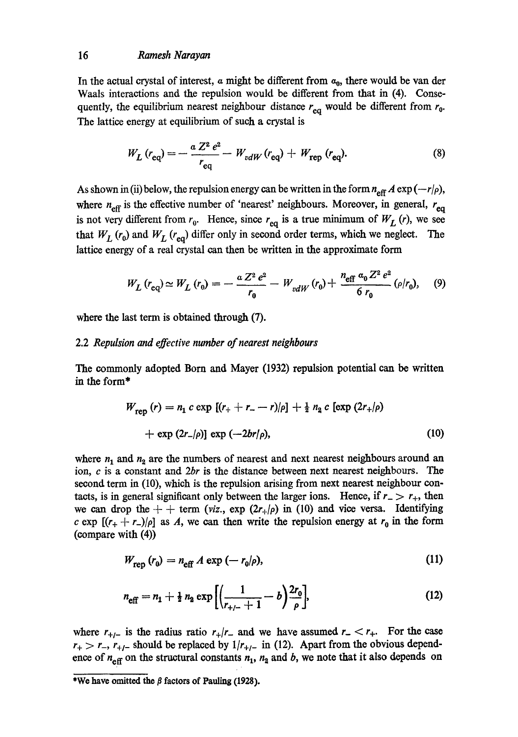In the actual crystal of interest, $a$ might be different from $a_0$, there would be van der Waals interactions and the repulsion would be different from that in (4). Consequently, the equilibrium nearest neighbour distance $r_{eq}$ would be different from $r_0$. The lattice energy at equilibrium of such a crystal is

$$W_L(r_{eq}) = -\frac{a Z^2 e^2}{r_{eq}} - W_{vdW}(r_{eq}) + W_{rep}(r_{eq}). \tag{8}$$

As shown in (ii) below, the repulsion energy can be written in the form $n_{eff} A \exp(-r/\rho)$, where $n_{eff}$ is the effective number of 'nearest' neighbours. Moreover, in general, $r_{eq}$ is not very different from $r_0$. Hence, since $r_{eq}$ is a true minimum of $W_L(r)$, we see that $W_L(r_0)$ and $W_L(r_{eq})$ differ only in second order terms, which we neglect. The lattice energy of a real crystal can then be written in the approximate form

$$W_L(r_{eq}) \simeq W_L(r_0) = -\frac{a Z^2 e^2}{r_0} - W_{vdW}(r_0) + \frac{n_{eff}\, a_0 Z^2 e^2}{6 r_0}(\rho/r_0), \tag{9}$$

where the last term is obtained through (7).

### 2.2 *Repulsion and effective number of nearest neighbours*

The commonly adopted Born and Mayer (1932) repulsion potential can be written in the form*

$$W_{rep}(r) = n_1 c \exp[(r_+ + r_- - r)/\rho] + \tfrac{1}{2} n_2 c [\exp(2r_+/\rho) + \exp(2r_-/\rho)] \exp(-2br/\rho), \tag{10}$$

where $n_1$ and $n_2$ are the numbers of nearest and next nearest neighbours around an ion, $c$ is a constant and $2br$ is the distance between next nearest neighbours. The second term in (10), which is the repulsion arising from next nearest neighbour contacts, is in general significant only between the larger ions. Hence, if $r_- > r_+$, then we can drop the $++$ term (*viz.*, $\exp(2r_+/\rho)$ in (10) and vice versa. Identifying $c \exp[(r_+ + r_-)/\rho]$ as $A$, we can then write the repulsion energy at $r_0$ in the form (compare with (4))

$$W_{rep}(r_0) = n_{eff} A \exp(-r_0/\rho), \tag{11}$$

$$n_{eff} = n_1 + \tfrac{1}{2} n_2 \exp\left[\left(\frac{1}{r_{+/-} + 1} - b\right)\frac{2r_0}{\rho}\right], \tag{12}$$

where $r_{+/-}$ is the radius ratio $r_+/r_-$ and we have assumed $r_- < r_+$. For the case $r_+ > r_-$, $r_{+/-}$ should be replaced by $1/r_{+/-}$ in (12). Apart from the obvious dependence of $n_{eff}$ on the structural constants $n_1$, $n_2$ and $b$, we note that it also depends on

---

*We have omitted the $\beta$ factors of Pauling (1928).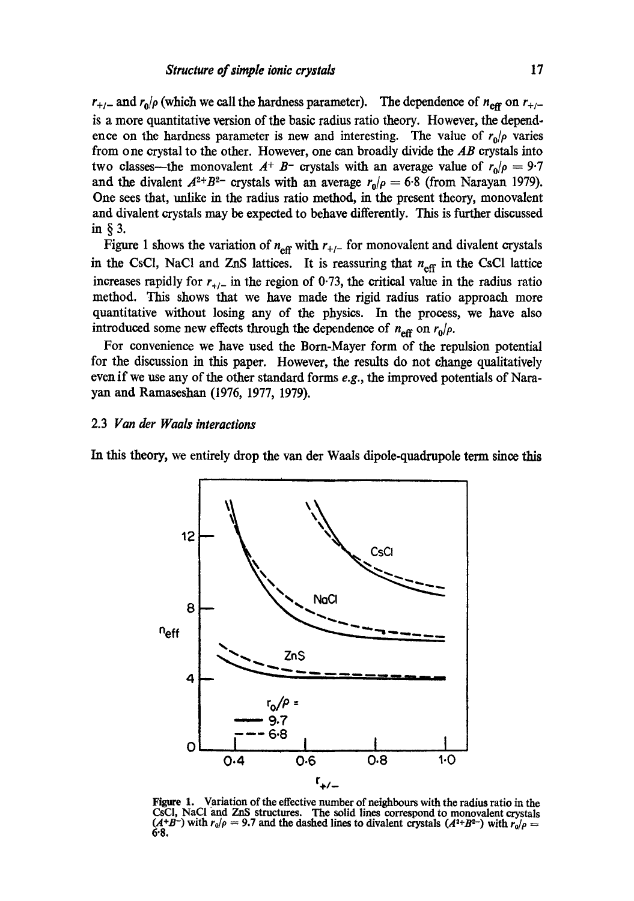$r_{+/-}$ and $r_0/\rho$ (which we call the hardness parameter). The dependence of $n_{\text{eff}}$ on $r_{+/-}$ is a more quantitative version of the basic radius ratio theory. However, the dependence on the hardness parameter is new and interesting. The value of $r_0/\rho$ varies from one crystal to the other. However, one can broadly divide the *AB* crystals into two classes—the monovalent $A^+ B^-$ crystals with an average value of $r_0/\rho = 9{\cdot}7$ and the divalent $A^{2+}B^{2-}$ crystals with an average $r_0/\rho = 6{\cdot}8$ (from Narayan 1979). One sees that, unlike in the radius ratio method, in the present theory, monovalent and divalent crystals may be expected to behave differently. This is further discussed in § 3.

Figure 1 shows the variation of $n_{\text{eff}}$ with $r_{+/-}$ for monovalent and divalent crystals in the CsCl, NaCl and ZnS lattices. It is reassuring that $n_{\text{eff}}$ in the CsCl lattice increases rapidly for $r_{+/-}$ in the region of 0·73, the critical value in the radius ratio method. This shows that we have made the rigid radius ratio approach more quantitative without losing any of the physics. In the process, we have also introduced some new effects through the dependence of $n_{\text{eff}}$ on $r_0/\rho$.

For convenience we have used the Born-Mayer form of the repulsion potential for the discussion in this paper. However, the results do not change qualitatively even if we use any of the other standard forms *e.g.*, the improved potentials of Narayan and Ramaseshan (1976, 1977, 1979).

### 2.3 *Van der Waals interactions*

In this theory, we entirely drop the van der Waals dipole-quadrupole term since this

**Figure 1.** Variation of the effective number of neighbours with the radius ratio in the CsCl, NaCl and ZnS structures. The solid lines correspond to monovalent crystals ($A^+B^-$) with $r_0/\rho = 9.7$ and the dashed lines to divalent crystals ($A^{2+}B^{2-}$) with $r_0/\rho = 6{\cdot}8$.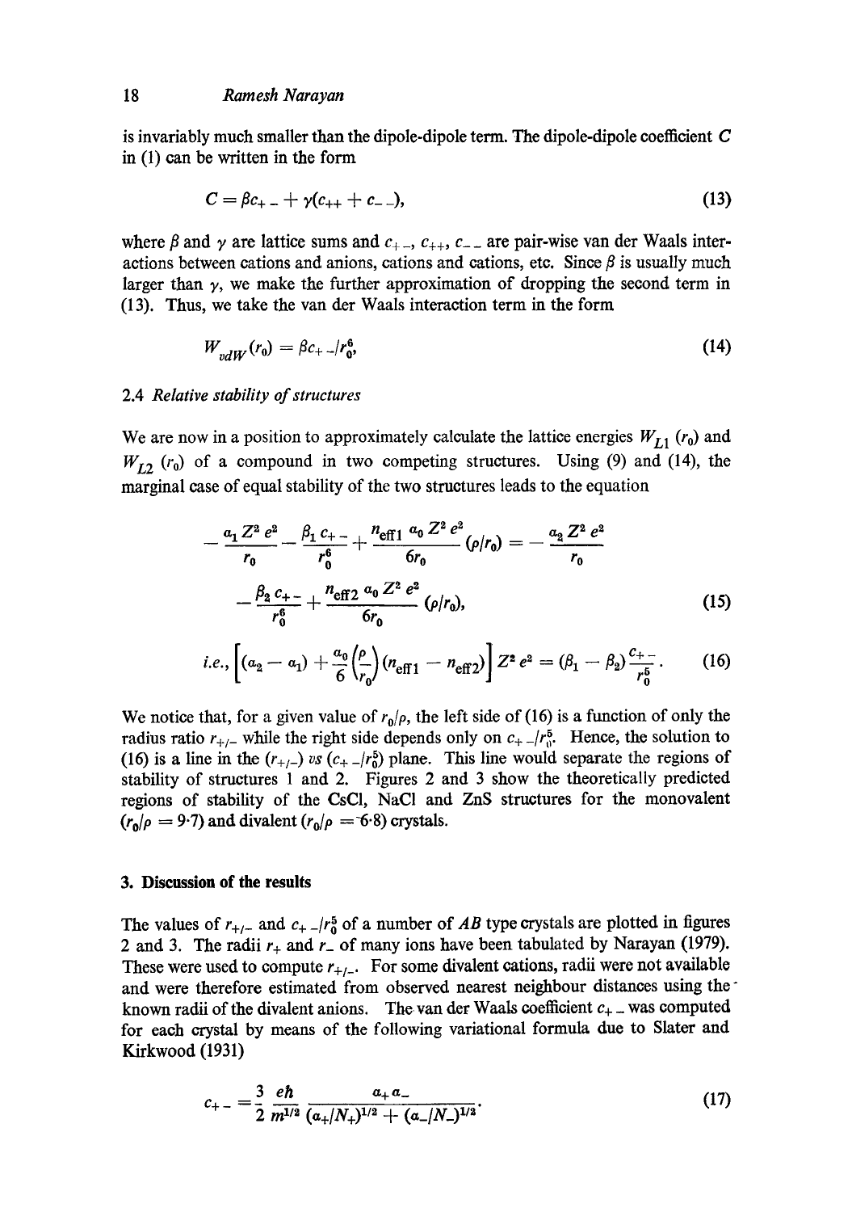is invariably much smaller than the dipole-dipole term. The dipole-dipole coefficient $C$ in (1) can be written in the form

$$C = \beta c_{+-} + \gamma(c_{++} + c_{--}), \tag{13}$$

where $\beta$ and $\gamma$ are lattice sums and $c_{+-}$, $c_{++}$, $c_{--}$ are pair-wise van der Waals interactions between cations and anions, cations and cations, etc. Since $\beta$ is usually much larger than $\gamma$, we make the further approximation of dropping the second term in (13). Thus, we take the van der Waals interaction term in the form

$$W_{vdW}(r_0) = \beta c_{+-}/r_0^6, \tag{14}$$

### 2.4 *Relative stability of structures*

We are now in a position to approximately calculate the lattice energies $W_{L1}(r_0)$ and $W_{L2}(r_0)$ of a compound in two competing structures. Using (9) and (14), the marginal case of equal stability of the two structures leads to the equation

$$-\frac{\alpha_1 Z^2 e^2}{r_0} - \frac{\beta_1 c_{+-}}{r_0^6} + \frac{n_{\text{eff}1}\, \alpha_0 Z^2 e^2}{6 r_0}(\rho/r_0) = -\frac{\alpha_2 Z^2 e^2}{r_0}$$

$$-\frac{\beta_2 c_{+-}}{r_0^6} + \frac{n_{\text{eff}2}\, \alpha_0 Z^2 e^2}{6 r_0}(\rho/r_0), \tag{15}$$

$$\text{i.e., } \left[(\alpha_2 - \alpha_1) + \frac{\alpha_0}{6}\left(\frac{\rho}{r_0}\right)(n_{\text{eff}1} - n_{\text{eff}2})\right] Z^2 e^2 = (\beta_1 - \beta_2)\frac{c_{+-}}{r_0^5}. \tag{16}$$

We notice that, for a given value of $r_0/\rho$, the left side of (16) is a function of only the radius ratio $r_{+/-}$ while the right side depends only on $c_{+-}/r_0^5$. Hence, the solution to (16) is a line in the $(r_{+/-})$ *vs* $(c_{+-}/r_0^5)$ plane. This line would separate the regions of stability of structures 1 and 2. Figures 2 and 3 show the theoretically predicted regions of stability of the CsCl, NaCl and ZnS structures for the monovalent $(r_0/\rho = 9{\cdot}7)$ and divalent $(r_0/\rho = 6{\cdot}8)$ crystals.

## 3. Discussion of the results

The values of $r_{+/-}$ and $c_{+-}/r_0^5$ of a number of $AB$ type crystals are plotted in figures 2 and 3. The radii $r_+$ and $r_-$ of many ions have been tabulated by Narayan (1979). These were used to compute $r_{+/-}$. For some divalent cations, radii were not available and were therefore estimated from observed nearest neighbour distances using the known radii of the divalent anions. The van der Waals coefficient $c_{+-}$ was computed for each crystal by means of the following variational formula due to Slater and Kirkwood (1931)

$$c_{+-} = \frac{3}{2}\frac{e\hbar}{m^{1/2}}\frac{\alpha_+ \alpha_-}{(\alpha_+/N_+)^{1/2} + (\alpha_-/N_-)^{1/2}}. \tag{17}$$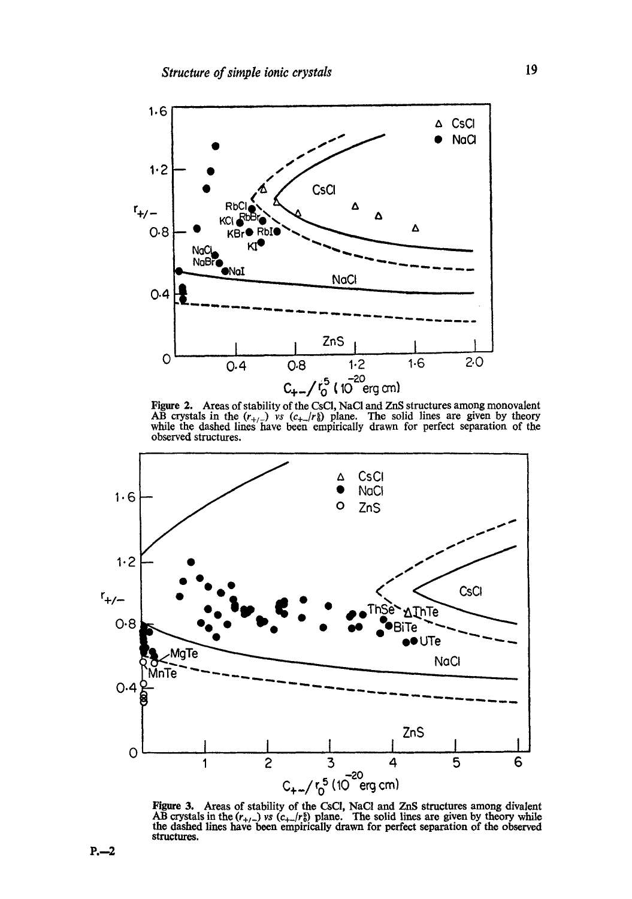Figure 2. Areas of stability of the CsCl, NaCl and ZnS structures among monovalent AB crystals in the ($r_{+/-}$) vs ($c_{+-}/r_0^5$) plane. The solid lines are given by theory while the dashed lines have been empirically drawn for perfect separation of the observed structures.

Figure 3. Areas of stability of the CsCl, NaCl and ZnS structures among divalent AB crystals in the ($r_{+/-}$) vs ($c_{+-}/r_0^5$) plane. The solid lines are given by theory while the dashed lines have been empirically drawn for perfect separation of the observed structures.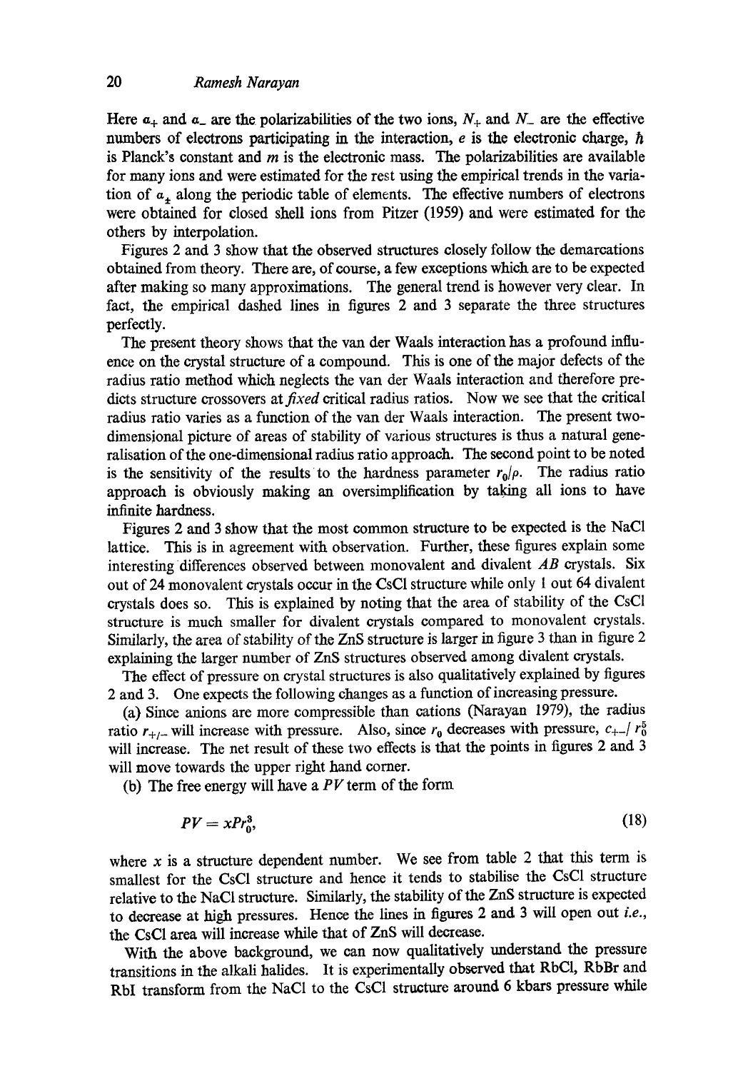Here $\alpha_+$ and $\alpha_-$ are the polarizabilities of the two ions, $N_+$ and $N_-$ are the effective numbers of electrons participating in the interaction, $e$ is the electronic charge, $\hbar$ is Planck's constant and $m$ is the electronic mass. The polarizabilities are available for many ions and were estimated for the rest using the empirical trends in the variation of $\alpha_\pm$ along the periodic table of elements. The effective numbers of electrons were obtained for closed shell ions from Pitzer (1959) and were estimated for the others by interpolation.

Figures 2 and 3 show that the observed structures closely follow the demarcations obtained from theory. There are, of course, a few exceptions which are to be expected after making so many approximations. The general trend is however very clear. In fact, the empirical dashed lines in figures 2 and 3 separate the three structures perfectly.

The present theory shows that the van der Waals interaction has a profound influence on the crystal structure of a compound. This is one of the major defects of the radius ratio method which neglects the van der Waals interaction and therefore predicts structure crossovers at *fixed* critical radius ratios. Now we see that the critical radius ratio varies as a function of the van der Waals interaction. The present two-dimensional picture of areas of stability of various structures is thus a natural generalisation of the one-dimensional radius ratio approach. The second point to be noted is the sensitivity of the results to the hardness parameter $r_0/\rho$. The radius ratio approach is obviously making an oversimplification by taking all ions to have infinite hardness.

Figures 2 and 3 show that the most common structure to be expected is the NaCl lattice. This is in agreement with observation. Further, these figures explain some interesting differences observed between monovalent and divalent *AB* crystals. Six out of 24 monovalent crystals occur in the CsCl structure while only 1 out 64 divalent crystals does so. This is explained by noting that the area of stability of the CsCl structure is much smaller for divalent crystals compared to monovalent crystals. Similarly, the area of stability of the ZnS structure is larger in figure 3 than in figure 2 explaining the larger number of ZnS structures observed among divalent crystals.

The effect of pressure on crystal structures is also qualitatively explained by figures 2 and 3. One expects the following changes as a function of increasing pressure.

(a) Since anions are more compressible than cations (Narayan 1979), the radius ratio $r_{+/-}$ will increase with pressure. Also, since $r_0$ decreases with pressure, $c_{+-}/r_0^5$ will increase. The net result of these two effects is that the points in figures 2 and 3 will move towards the upper right hand corner.

(b) The free energy will have a $PV$ term of the form

$$PV = xPr_0^3, \tag{18}$$

where $x$ is a structure dependent number. We see from table 2 that this term is smallest for the CsCl structure and hence it tends to stabilise the CsCl structure relative to the NaCl structure. Similarly, the stability of the ZnS structure is expected to decrease at high pressures. Hence the lines in figures 2 and 3 will open out *i.e.*, the CsCl area will increase while that of ZnS will decrease.

With the above background, we can now qualitatively understand the pressure transitions in the alkali halides. It is experimentally observed that RbCl, RbBr and RbI transform from the NaCl to the CsCl structure around 6 kbars pressure while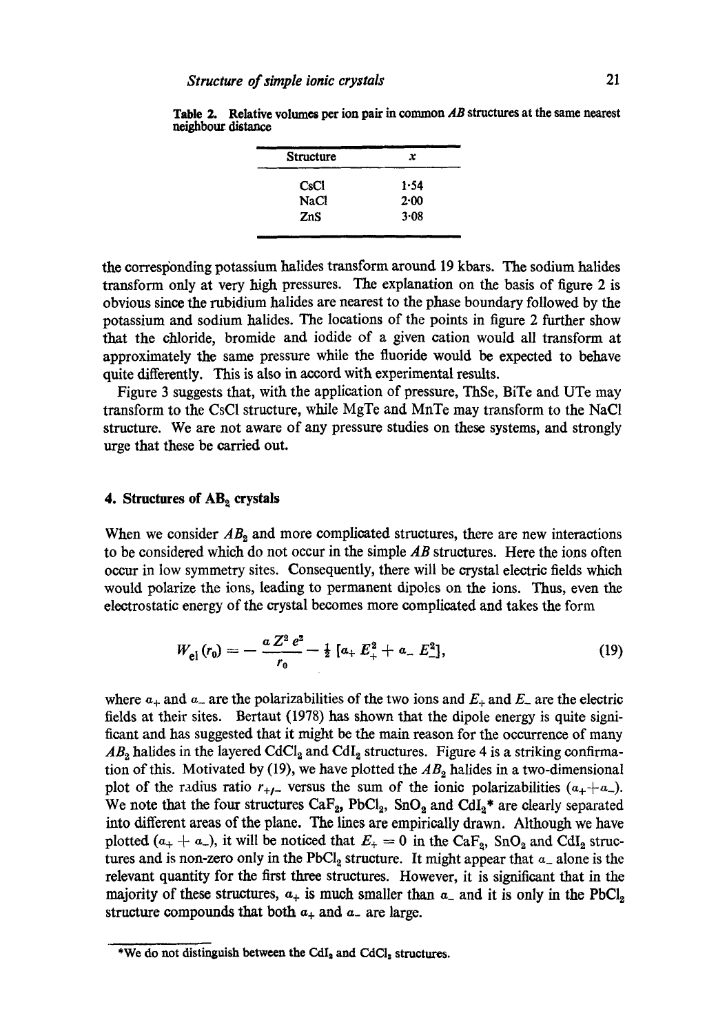**Table 2.** Relative volumes per ion pair in common $AB$ structures at the same nearest neighbour distance

| Structure | $x$ |
|---|---|
| CsCl | 1·54 |
| NaCl | 2·00 |
| ZnS | 3·08 |

the corresponding potassium halides transform around 19 kbars. The sodium halides transform only at very high pressures. The explanation on the basis of figure 2 is obvious since the rubidium halides are nearest to the phase boundary followed by the potassium and sodium halides. The locations of the points in figure 2 further show that the chloride, bromide and iodide of a given cation would all transform at approximately the same pressure while the fluoride would be expected to behave quite differently. This is also in accord with experimental results.

Figure 3 suggests that, with the application of pressure, ThSe, BiTe and UTe may transform to the CsCl structure, while MgTe and MnTe may transform to the NaCl structure. We are not aware of any pressure studies on these systems, and strongly urge that these be carried out.

## 4. Structures of $AB_2$ crystals

When we consider $AB_2$ and more complicated structures, there are new interactions to be considered which do not occur in the simple $AB$ structures. Here the ions often occur in low symmetry sites. Consequently, there will be crystal electric fields which would polarize the ions, leading to permanent dipoles on the ions. Thus, even the electrostatic energy of the crystal becomes more complicated and takes the form

$$W_{\mathrm{el}}(r_0) = -\frac{a Z^2 e^2}{r_0} - \tfrac{1}{2}\left[\alpha_+ E_+^2 + \alpha_- E_-^2\right], \tag{19}$$

where $\alpha_+$ and $\alpha_-$ are the polarizabilities of the two ions and $E_+$ and $E_-$ are the electric fields at their sites. Bertaut (1978) has shown that the dipole energy is quite significant and has suggested that it might be the main reason for the occurrence of many $AB_2$ halides in the layered $CdCl_2$ and $CdI_2$ structures. Figure 4 is a striking confirmation of this. Motivated by (19), we have plotted the $AB_2$ halides in a two-dimensional plot of the radius ratio $r_{+/-}$ versus the sum of the ionic polarizabilities $(\alpha_+ + \alpha_-)$. We note that the four structures $CaF_2$, $PbCl_2$, $SnO_2$ and $CdI_2$* are clearly separated into different areas of the plane. The lines are empirically drawn. Although we have plotted $(\alpha_+ + \alpha_-)$, it will be noticed that $E_+ = 0$ in the $CaF_2$, $SnO_2$ and $CdI_2$ structures and is non-zero only in the $PbCl_2$ structure. It might appear that $\alpha_-$ alone is the relevant quantity for the first three structures. However, it is significant that in the majority of these structures, $\alpha_+$ is much smaller than $\alpha_-$ and it is only in the $PbCl_2$ structure compounds that both $\alpha_+$ and $\alpha_-$ are large.

*We do not distinguish between the $CdI_2$ and $CdCl_2$ structures.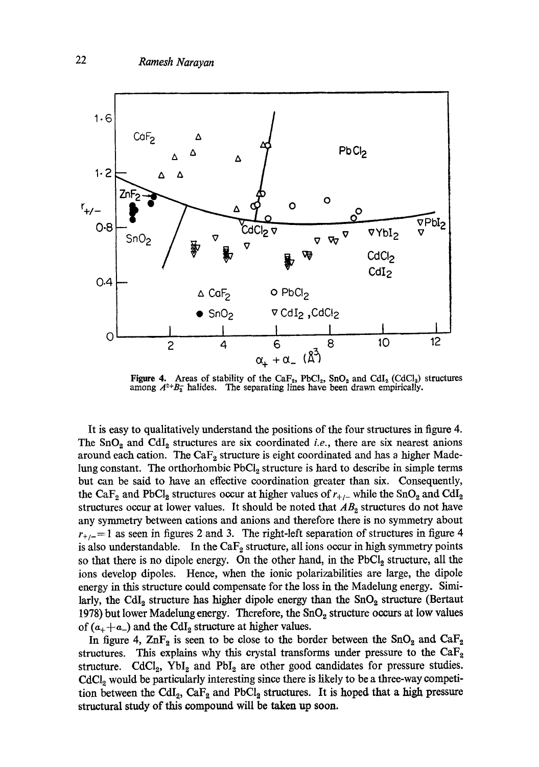**Figure 4.** Areas of stability of the $CaF_2$, $PbCl_2$, $SnO_2$ and $CdI_2$ ($CdCl_2$) structures among $A^{2+}B_2^-$ halides. The separating lines have been drawn empirically.

It is easy to qualitatively understand the positions of the four structures in figure 4. The $SnO_2$ and $CdI_2$ structures are six coordinated *i.e.*, there are six nearest anions around each cation. The $CaF_2$ structure is eight coordinated and has a higher Madelung constant. The orthorhombic $PbCl_2$ structure is hard to describe in simple terms but can be said to have an effective coordination greater than six. Consequently, the $CaF_2$ and $PbCl_2$ structures occur at higher values of $r_{+/-}$ while the $SnO_2$ and $CdI_2$ structures occur at lower values. It should be noted that $AB_2$ structures do not have any symmetry between cations and anions and therefore there is no symmetry about $r_{+/-}=1$ as seen in figures 2 and 3. The right-left separation of structures in figure 4 is also understandable. In the $CaF_2$ structure, all ions occur in high symmetry points so that there is no dipole energy. On the other hand, in the $PbCl_2$ structure, all the ions develop dipoles. Hence, when the ionic polarizabilities are large, the dipole energy in this structure could compensate for the loss in the Madelung energy. Similarly, the $CdI_2$ structure has higher dipole energy than the $SnO_2$ structure (Bertaut 1978) but lower Madelung energy. Therefore, the $SnO_2$ structure occurs at low values of $(a_+ + a_-)$ and the $CdI_2$ structure at higher values.

In figure 4, $ZnF_2$ is seen to be close to the border between the $SnO_2$ and $CaF_2$ structures. This explains why this crystal transforms under pressure to the $CaF_2$ structure. $CdCl_2$, $YbI_2$ and $PbI_2$ are other good candidates for pressure studies. $CdCl_2$ would be particularly interesting since there is likely to be a three-way competition between the $CdI_2$, $CaF_2$ and $PbCl_2$ structures. It is hoped that a high pressure structural study of this compound will be taken up soon.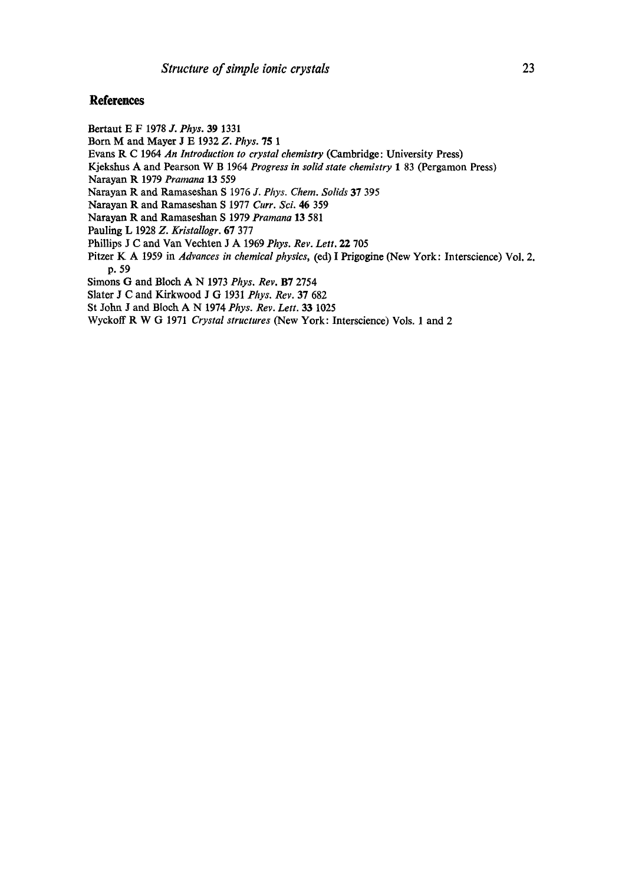## References

Bertaut E F 1978 *J. Phys.* **39** 1331

Born M and Mayer J E 1932 *Z. Phys.* **75** 1

Evans R C 1964 *An Introduction to crystal chemistry* (Cambridge: University Press)

Kjekshus A and Pearson W B 1964 *Progress in solid state chemistry* **1** 83 (Pergamon Press)

Narayan R 1979 *Pramana* **13** 559

Narayan R and Ramaseshan S 1976 *J. Phys. Chem. Solids* **37** 395

Narayan R and Ramaseshan S 1977 *Curr. Sci.* **46** 359

Narayan R and Ramaseshan S 1979 *Pramana* **13** 581

Pauling L 1928 *Z. Kristallogr.* **67** 377

Phillips J C and Van Vechten J A 1969 *Phys. Rev. Lett.* **22** 705

Pitzer K A 1959 in *Advances in chemical physics*, (ed) I Prigogine (New York: Interscience) Vol. 2, p. 59

Simons G and Bloch A N 1973 *Phys. Rev.* **B7** 2754

Slater J C and Kirkwood J G 1931 *Phys. Rev.* **37** 682

St John J and Bloch A N 1974 *Phys. Rev. Lett.* **33** 1025

Wyckoff R W G 1971 *Crystal structures* (New York: Interscience) Vols. 1 and 2